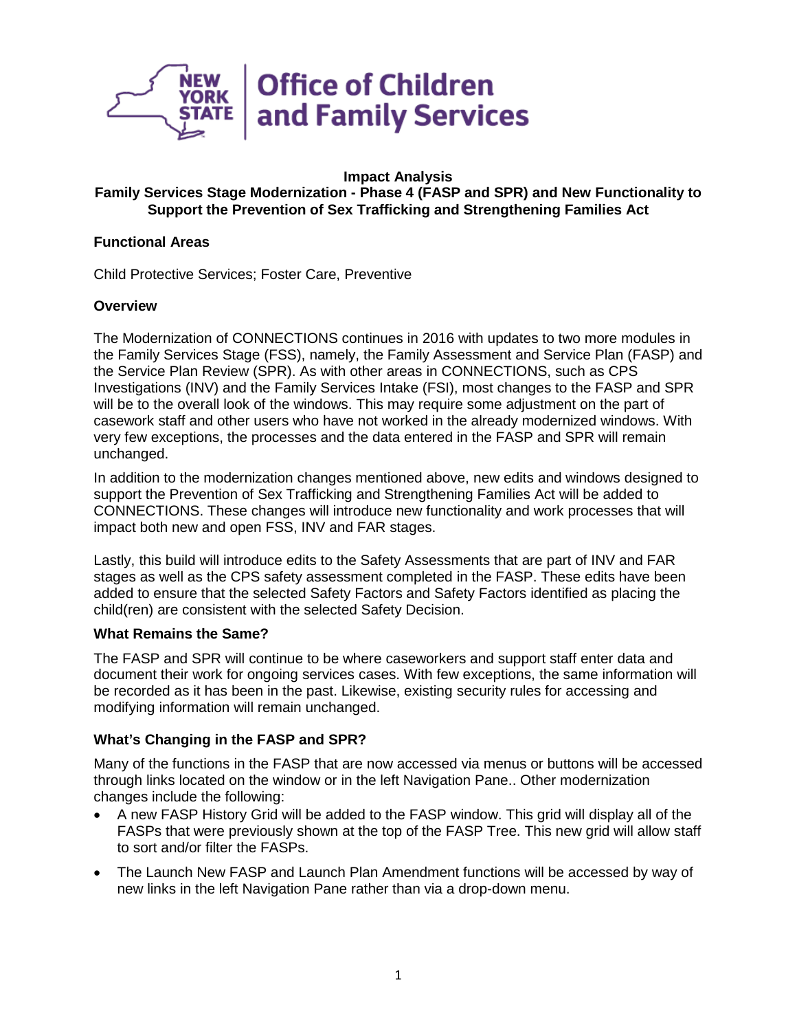**Office of Children and Family Services**

# Impact Analysis

## Family Services Stage Modernization - Phase 4 (FASP and SPR) and New Functionality to Support the Prevention of Sex Trafficking and Strengthening Families Act

### Functional Areas

Child Protective Services; Foster Care, Preventive

### Overview

The Modernization of CONNECTIONS continues in 2016 with updates to two more modules in the Family Services Stage (FSS), namely, the Family Assessment and Service Plan (FASP) and the Service Plan Review (SPR). As with other areas in CONNECTIONS, such as CPS Investigations (INV) and the Family Services Intake (FSI), most changes to the FASP and SPR will be to the overall look of the windows. This may require some adjustment on the part of casework staff and other users who have not worked in the already modernized windows. With very few exceptions, the processes and the data entered in the FASP and SPR will remain unchanged.

In addition to the modernization changes mentioned above, new edits and windows designed to support the Prevention of Sex Trafficking and Strengthening Families Act will be added to CONNECTIONS. These changes will introduce new functionality and work processes that will impact both new and open FSS, INV and FAR stages.

Lastly, this build will introduce edits to the Safety Assessments that are part of INV and FAR stages as well as the CPS safety assessment completed in the FASP. These edits have been added to ensure that the selected Safety Factors and Safety Factors identified as placing the child(ren) are consistent with the selected Safety Decision.

### What Remains the Same?

The FASP and SPR will continue to be where caseworkers and support staff enter data and document their work for ongoing services cases. With few exceptions, the same information will be recorded as it has been in the past. Likewise, existing security rules for accessing and modifying information will remain unchanged.

### What's Changing in the FASP and SPR?

Many of the functions in the FASP that are now accessed via menus or buttons will be accessed through links located on the window or in the left Navigation Pane.. Other modernization changes include the following:

- A new FASP History Grid will be added to the FASP window. This grid will display all of the FASPs that were previously shown at the top of the FASP Tree. This new grid will allow staff to sort and/or filter the FASPs.
- The Launch New FASP and Launch Plan Amendment functions will be accessed by way of new links in the left Navigation Pane rather than via a drop-down menu.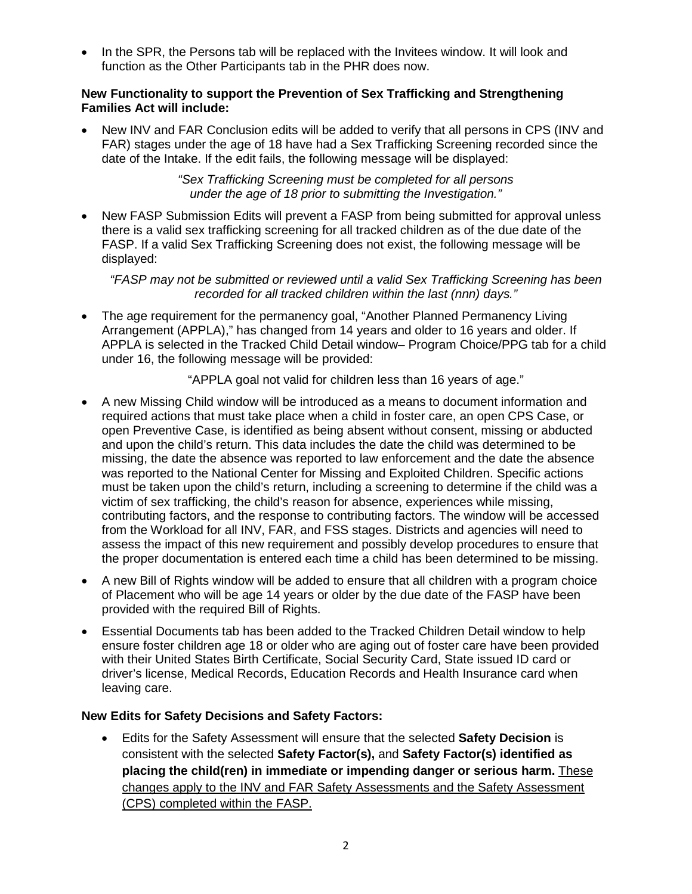- In the SPR, the Persons tab will be replaced with the Invitees window. It will look and function as the Other Participants tab in the PHR does now.

**New Functionality to support the Prevention of Sex Trafficking and Strengthening Families Act will include:**

- New INV and FAR Conclusion edits will be added to verify that all persons in CPS (INV and FAR) stages under the age of 18 have had a Sex Trafficking Screening recorded since the date of the Intake. If the edit fails, the following message will be displayed:

  *"Sex Trafficking Screening must be completed for all persons under the age of 18 prior to submitting the Investigation."*

- New FASP Submission Edits will prevent a FASP from being submitted for approval unless there is a valid sex trafficking screening for all tracked children as of the due date of the FASP. If a valid Sex Trafficking Screening does not exist, the following message will be displayed:

  *"FASP may not be submitted or reviewed until a valid Sex Trafficking Screening has been recorded for all tracked children within the last (nnn) days."*

- The age requirement for the permanency goal, "Another Planned Permanency Living Arrangement (APPLA)," has changed from 14 years and older to 16 years and older. If APPLA is selected in the Tracked Child Detail window– Program Choice/PPG tab for a child under 16, the following message will be provided:

  "APPLA goal not valid for children less than 16 years of age."

- A new Missing Child window will be introduced as a means to document information and required actions that must take place when a child in foster care, an open CPS Case, or open Preventive Case, is identified as being absent without consent, missing or abducted and upon the child's return. This data includes the date the child was determined to be missing, the date the absence was reported to law enforcement and the date the absence was reported to the National Center for Missing and Exploited Children. Specific actions must be taken upon the child's return, including a screening to determine if the child was a victim of sex trafficking, the child's reason for absence, experiences while missing, contributing factors, and the response to contributing factors. The window will be accessed from the Workload for all INV, FAR, and FSS stages. Districts and agencies will need to assess the impact of this new requirement and possibly develop procedures to ensure that the proper documentation is entered each time a child has been determined to be missing.

- A new Bill of Rights window will be added to ensure that all children with a program choice of Placement who will be age 14 years or older by the due date of the FASP have been provided with the required Bill of Rights.

- Essential Documents tab has been added to the Tracked Children Detail window to help ensure foster children age 18 or older who are aging out of foster care have been provided with their United States Birth Certificate, Social Security Card, State issued ID card or driver's license, Medical Records, Education Records and Health Insurance card when leaving care.

**New Edits for Safety Decisions and Safety Factors:**

- Edits for the Safety Assessment will ensure that the selected **Safety Decision** is consistent with the selected **Safety Factor(s),** and **Safety Factor(s) identified as placing the child(ren) in immediate or impending danger or serious harm.** <u>These changes apply to the INV and FAR Safety Assessments and the Safety Assessment (CPS) completed within the FASP.</u>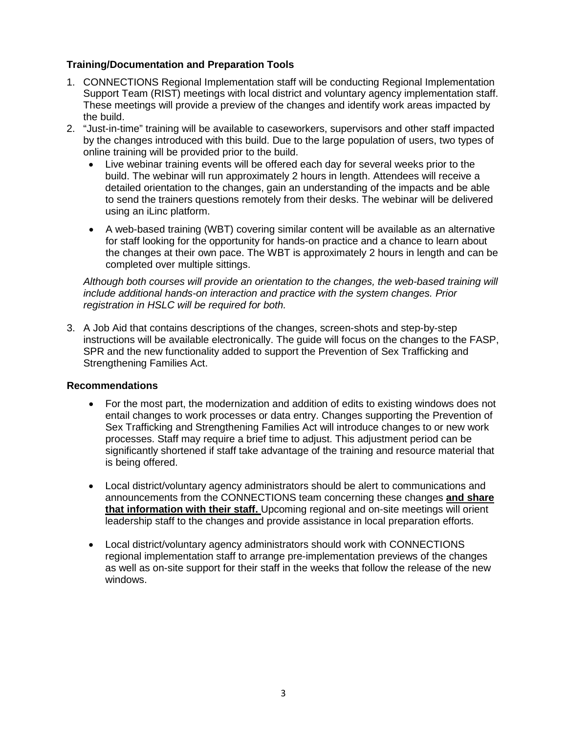### Training/Documentation and Preparation Tools

1. CONNECTIONS Regional Implementation staff will be conducting Regional Implementation Support Team (RIST) meetings with local district and voluntary agency implementation staff. These meetings will provide a preview of the changes and identify work areas impacted by the build.
2. "Just-in-time" training will be available to caseworkers, supervisors and other staff impacted by the changes introduced with this build. Due to the large population of users, two types of online training will be provided prior to the build.
   - Live webinar training events will be offered each day for several weeks prior to the build. The webinar will run approximately 2 hours in length. Attendees will receive a detailed orientation to the changes, gain an understanding of the impacts and be able to send the trainers questions remotely from their desks. The webinar will be delivered using an iLinc platform.
   - A web-based training (WBT) covering similar content will be available as an alternative for staff looking for the opportunity for hands-on practice and a chance to learn about the changes at their own pace. The WBT is approximately 2 hours in length and can be completed over multiple sittings.

   *Although both courses will provide an orientation to the changes, the web-based training will include additional hands-on interaction and practice with the system changes. Prior registration in HSLC will be required for both.*

3. A Job Aid that contains descriptions of the changes, screen-shots and step-by-step instructions will be available electronically. The guide will focus on the changes to the FASP, SPR and the new functionality added to support the Prevention of Sex Trafficking and Strengthening Families Act.

### Recommendations

- For the most part, the modernization and addition of edits to existing windows does not entail changes to work processes or data entry. Changes supporting the Prevention of Sex Trafficking and Strengthening Families Act will introduce changes to or new work processes. Staff may require a brief time to adjust. This adjustment period can be significantly shortened if staff take advantage of the training and resource material that is being offered.
- Local district/voluntary agency administrators should be alert to communications and announcements from the CONNECTIONS team concerning these changes **and share that information with their staff.** Upcoming regional and on-site meetings will orient leadership staff to the changes and provide assistance in local preparation efforts.
- Local district/voluntary agency administrators should work with CONNECTIONS regional implementation staff to arrange pre-implementation previews of the changes as well as on-site support for their staff in the weeks that follow the release of the new windows.